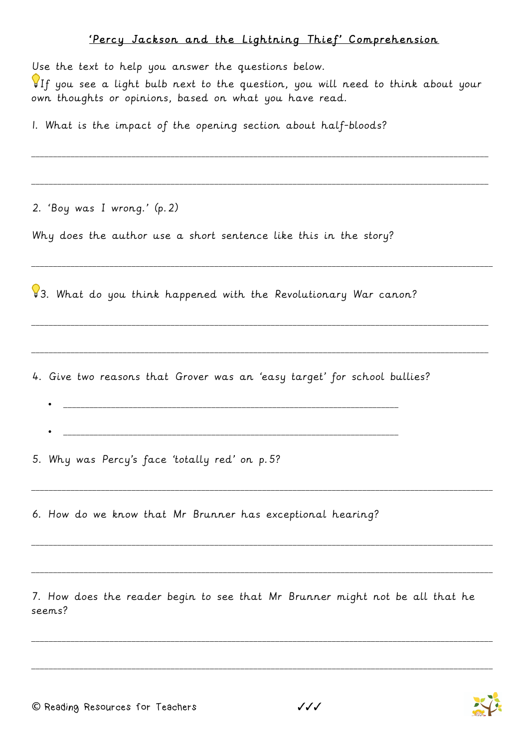# 'Percy Jackson and the Lightning Thief' Comprehension

Use the text to help you answer the questions below.

💡If you see a light bulb next to the question, you will need to think about your own thoughts or opinions, based on what you have read.

1. What is the impact of the opening section about half-bloods?

___________________________________________________________________________

___________________________________________________________________________

2. 'Boy was I wrong.' (p. 2)

Why does the author use a short sentence like this in the story?

___________________________________________________________________________

💡3. What do you think happened with the Revolutionary War canon?

___________________________________________________________________________

___________________________________________________________________________

4. Give two reasons that Grover was an 'easy target' for school bullies?

- _______________________________________________________

- _______________________________________________________

5. Why was Percy's face 'totally red' on p. 5?

___________________________________________________________________________

6. How do we know that Mr Brunner has exceptional hearing?

___________________________________________________________________________

___________________________________________________________________________

7. How does the reader begin to see that Mr Brunner might not be all that he seems?

___________________________________________________________________________

___________________________________________________________________________

© Reading Resources for Teachers ✓✓✓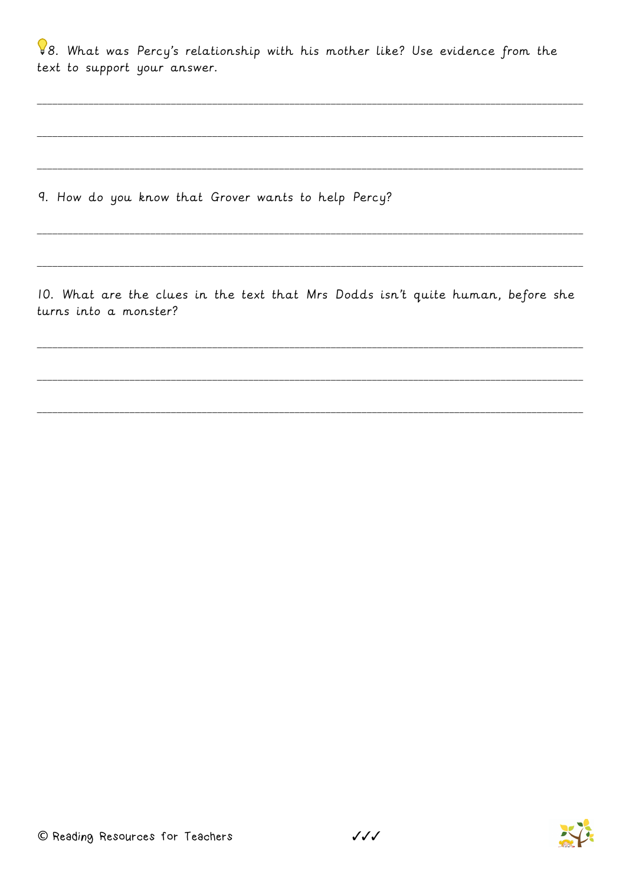8. What was Percy's relationship with his mother like? Use evidence from the text to support your answer.

\_\_\_\_\_\_\_\_\_\_\_\_\_\_\_\_\_\_\_\_\_\_\_\_\_\_\_\_\_\_\_\_\_\_\_\_\_\_\_\_\_\_\_\_\_\_\_\_\_\_\_\_\_\_\_\_\_\_\_\_\_\_\_\_\_\_\_\_\_\_\_\_\_\_\_\_

\_\_\_\_\_\_\_\_\_\_\_\_\_\_\_\_\_\_\_\_\_\_\_\_\_\_\_\_\_\_\_\_\_\_\_\_\_\_\_\_\_\_\_\_\_\_\_\_\_\_\_\_\_\_\_\_\_\_\_\_\_\_\_\_\_\_\_\_\_\_\_\_\_\_\_\_

\_\_\_\_\_\_\_\_\_\_\_\_\_\_\_\_\_\_\_\_\_\_\_\_\_\_\_\_\_\_\_\_\_\_\_\_\_\_\_\_\_\_\_\_\_\_\_\_\_\_\_\_\_\_\_\_\_\_\_\_\_\_\_\_\_\_\_\_\_\_\_\_\_\_\_\_

9. How do you know that Grover wants to help Percy?

\_\_\_\_\_\_\_\_\_\_\_\_\_\_\_\_\_\_\_\_\_\_\_\_\_\_\_\_\_\_\_\_\_\_\_\_\_\_\_\_\_\_\_\_\_\_\_\_\_\_\_\_\_\_\_\_\_\_\_\_\_\_\_\_\_\_\_\_\_\_\_\_\_\_\_\_

\_\_\_\_\_\_\_\_\_\_\_\_\_\_\_\_\_\_\_\_\_\_\_\_\_\_\_\_\_\_\_\_\_\_\_\_\_\_\_\_\_\_\_\_\_\_\_\_\_\_\_\_\_\_\_\_\_\_\_\_\_\_\_\_\_\_\_\_\_\_\_\_\_\_\_\_

10. What are the clues in the text that Mrs Dodds isn't quite human, before she turns into a monster?

\_\_\_\_\_\_\_\_\_\_\_\_\_\_\_\_\_\_\_\_\_\_\_\_\_\_\_\_\_\_\_\_\_\_\_\_\_\_\_\_\_\_\_\_\_\_\_\_\_\_\_\_\_\_\_\_\_\_\_\_\_\_\_\_\_\_\_\_\_\_\_\_\_\_\_\_

\_\_\_\_\_\_\_\_\_\_\_\_\_\_\_\_\_\_\_\_\_\_\_\_\_\_\_\_\_\_\_\_\_\_\_\_\_\_\_\_\_\_\_\_\_\_\_\_\_\_\_\_\_\_\_\_\_\_\_\_\_\_\_\_\_\_\_\_\_\_\_\_\_\_\_\_

\_\_\_\_\_\_\_\_\_\_\_\_\_\_\_\_\_\_\_\_\_\_\_\_\_\_\_\_\_\_\_\_\_\_\_\_\_\_\_\_\_\_\_\_\_\_\_\_\_\_\_\_\_\_\_\_\_\_\_\_\_\_\_\_\_\_\_\_\_\_\_\_\_\_\_\_

© Reading Resources for Teachers

✓✓✓